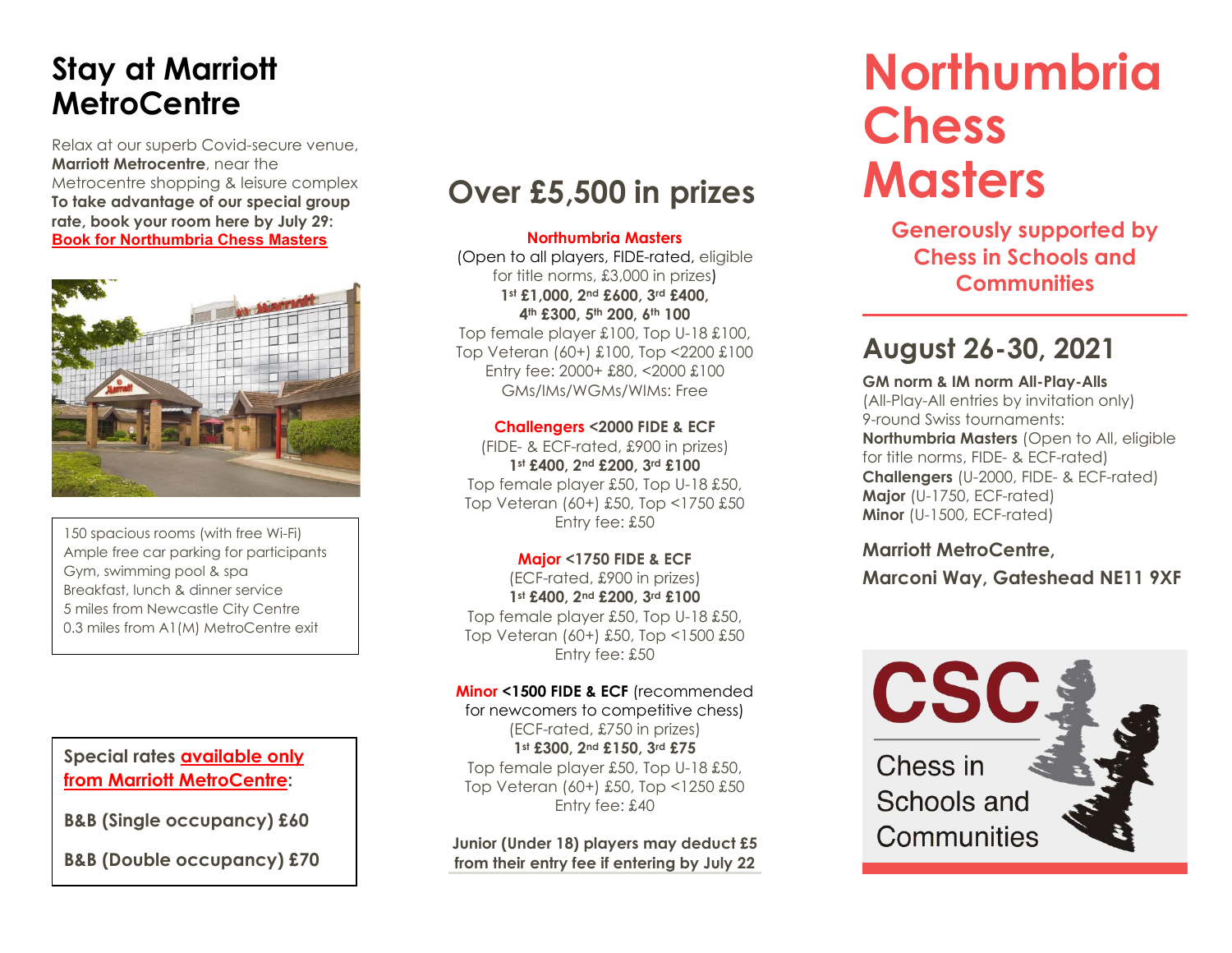# Stay at Marriott MetroCentre

Relax at our superb Covid-secure venue, **Marriott Metrocentre**, near the Metrocentre shopping & leisure complex **To take advantage of our special group rate, book your room here by July 29:** **Book for Northumbria Chess Masters**

150 spacious rooms (with free Wi-Fi)
Ample free car parking for participants
Gym, swimming pool & spa
Breakfast, lunch & dinner service
5 miles from Newcastle City Centre
0.3 miles from A1(M) MetroCentre exit

**Special rates available only from Marriott MetroCentre:**

**B&B (Single occupancy) £60**

**B&B (Double occupancy) £70**

## Over £5,500 in prizes

**Northumbria Masters**
(Open to all players, FIDE-rated, eligible for title norms, £3,000 in prizes)
**1st £1,000, 2nd £600, 3rd £400, 4th £300, 5th 200, 6th 100**
Top female player £100, Top U-18 £100, Top Veteran (60+) £100, Top <2200 £100
Entry fee: 2000+ £80, <2000 £100
GMs/IMs/WGMs/WIMs: Free

**Challengers <2000 FIDE & ECF**
(FIDE- & ECF-rated, £900 in prizes)
**1st £400, 2nd £200, 3rd £100**
Top female player £50, Top U-18 £50, Top Veteran (60+) £50, Top <1750 £50
Entry fee: £50

**Major <1750 FIDE & ECF**
(ECF-rated, £900 in prizes)
**1st £400, 2nd £200, 3rd £100**
Top female player £50, Top U-18 £50, Top Veteran (60+) £50, Top <1500 £50
Entry fee: £50

**Minor <1500 FIDE & ECF** (recommended for newcomers to competitive chess)
(ECF-rated, £750 in prizes)
**1st £300, 2nd £150, 3rd £75**
Top female player £50, Top U-18 £50, Top Veteran (60+) £50, Top <1250 £50
Entry fee: £40

**Junior (Under 18) players may deduct £5 from their entry fee if entering by July 22**

# Northumbria Chess Masters

**Generously supported by Chess in Schools and Communities**

## August 26-30, 2021

**GM norm & IM norm All-Play-Alls**
(All-Play-All entries by invitation only)
9-round Swiss tournaments:
**Northumbria Masters** (Open to All, eligible for title norms, FIDE- & ECF-rated)
**Challengers** (U-2000, FIDE- & ECF-rated)
**Major** (U-1750, ECF-rated)
**Minor** (U-1500, ECF-rated)

**Marriott MetroCentre,**
**Marconi Way, Gateshead NE11 9XF**

CSC
Chess in Schools and Communities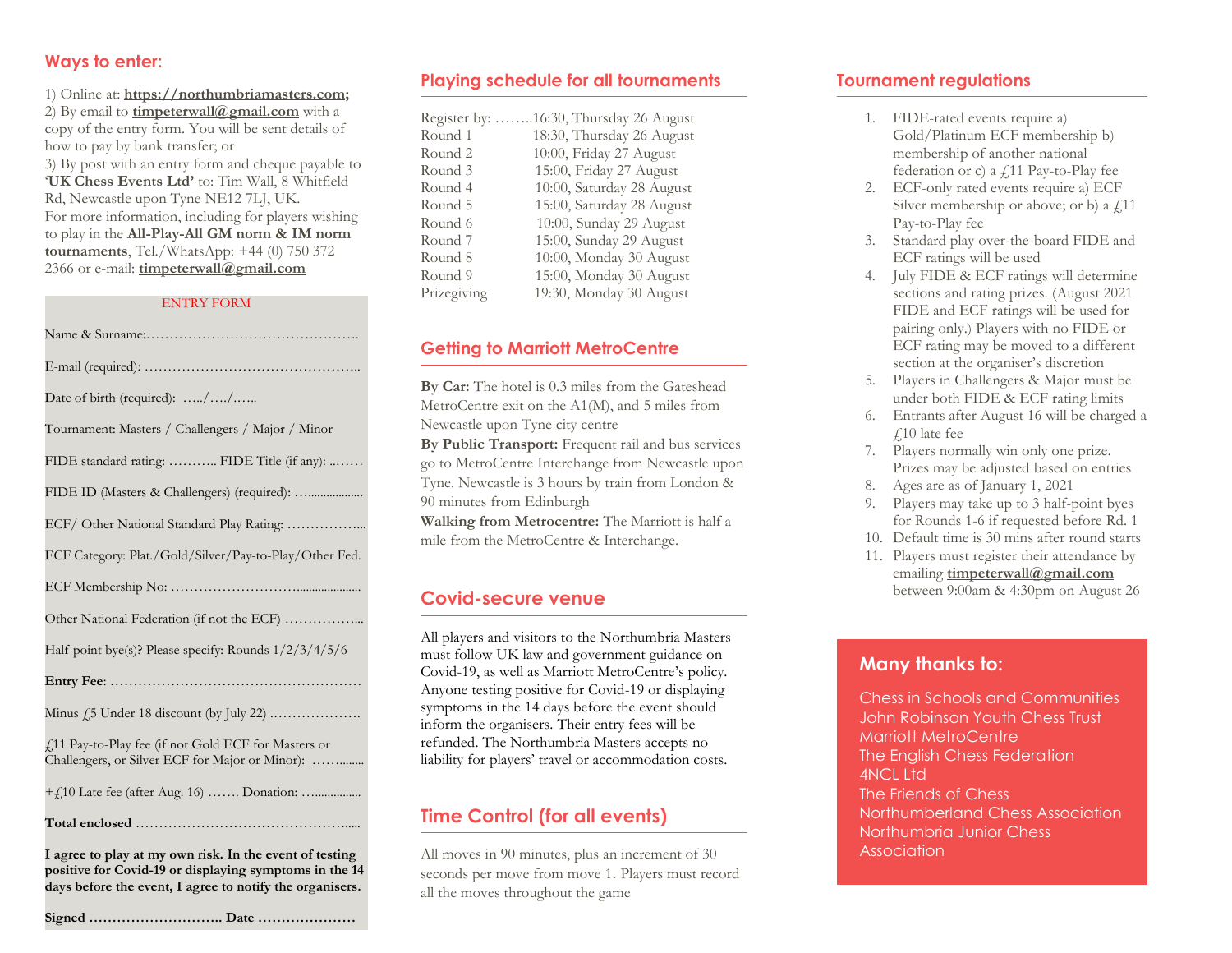## Ways to enter:

1) Online at: **https://northumbriamasters.com;**
2) By email to **timpeterwall@gmail.com** with a copy of the entry form. You will be sent details of how to pay by bank transfer; or
3) By post with an entry form and cheque payable to '**UK Chess Events Ltd'** to: Tim Wall, 8 Whitfield Rd, Newcastle upon Tyne NE12 7LJ, UK.
For more information, including for players wishing to play in the **All-Play-All GM norm & IM norm tournaments**, Tel./WhatsApp: +44 (0) 750 372 2366 or e-mail: **timpeterwall@gmail.com**

### ENTRY FORM

Name & Surname:……………………………………….

E-mail (required): ………………………………………..

Date of birth (required): …../…./…...

Tournament: Masters / Challengers / Major / Minor

FIDE standard rating: ……….. FIDE Title (if any): ...……

FIDE ID (Masters & Challengers) (required): …..................

ECF/ Other National Standard Play Rating: ……………...

ECF Category: Plat./Gold/Silver/Pay-to-Play/Other Fed.

ECF Membership No: ……………………….....................

Other National Federation (if not the ECF) ……………...

Half-point bye(s)? Please specify: Rounds 1/2/3/4/5/6

**Entry Fee**: ………………………………………………

Minus £5 Under 18 discount (by July 22) ……………….

£11 Pay-to-Play fee (if not Gold ECF for Masters or Challengers, or Silver ECF for Major or Minor): ……........

+£10 Late fee (after Aug. 16) ……. Donation: …..............

**Total enclosed** …………………………………………....

**I agree to play at my own risk. In the event of testing positive for Covid-19 or displaying symptoms in the 14 days before the event, I agree to notify the organisers.**

**Signed ……………………….. Date …………………**

## Playing schedule for all tournaments

| | |
|---|---|
| Register by: | ……..16:30, Thursday 26 August |
| Round 1 | 18:30, Thursday 26 August |
| Round 2 | 10:00, Friday 27 August |
| Round 3 | 15:00, Friday 27 August |
| Round 4 | 10:00, Saturday 28 August |
| Round 5 | 15:00, Saturday 28 August |
| Round 6 | 10:00, Sunday 29 August |
| Round 7 | 15:00, Sunday 29 August |
| Round 8 | 10:00, Monday 30 August |
| Round 9 | 15:00, Monday 30 August |
| Prizegiving | 19:30, Monday 30 August |

## Getting to Marriott MetroCentre

**By Car:** The hotel is 0.3 miles from the Gateshead MetroCentre exit on the A1(M), and 5 miles from Newcastle upon Tyne city centre
**By Public Transport:** Frequent rail and bus services go to MetroCentre Interchange from Newcastle upon Tyne. Newcastle is 3 hours by train from London & 90 minutes from Edinburgh
**Walking from Metrocentre:** The Marriott is half a mile from the MetroCentre & Interchange.

## Covid-secure venue

All players and visitors to the Northumbria Masters must follow UK law and government guidance on Covid-19, as well as Marriott MetroCentre's policy. Anyone testing positive for Covid-19 or displaying symptoms in the 14 days before the event should inform the organisers. Their entry fees will be refunded. The Northumbria Masters accepts no liability for players' travel or accommodation costs.

## Time Control (for all events)

All moves in 90 minutes, plus an increment of 30 seconds per move from move 1. Players must record all the moves throughout the game

## Tournament regulations

1. FIDE-rated events require a) Gold/Platinum ECF membership b) membership of another national federation or c) a £11 Pay-to-Play fee
2. ECF-only rated events require a) ECF Silver membership or above; or b) a £11 Pay-to-Play fee
3. Standard play over-the-board FIDE and ECF ratings will be used
4. July FIDE & ECF ratings will determine sections and rating prizes. (August 2021 FIDE and ECF ratings will be used for pairing only.) Players with no FIDE or ECF rating may be moved to a different section at the organiser's discretion
5. Players in Challengers & Major must be under both FIDE & ECF rating limits
6. Entrants after August 16 will be charged a £10 late fee
7. Players normally win only one prize. Prizes may be adjusted based on entries
8. Ages are as of January 1, 2021
9. Players may take up to 3 half-point byes for Rounds 1-6 if requested before Rd. 1
10. Default time is 30 mins after round starts
11. Players must register their attendance by emailing **timpeterwall@gmail.com** between 9:00am & 4:30pm on August 26

## Many thanks to:

Chess in Schools and Communities
John Robinson Youth Chess Trust
Marriott MetroCentre
The English Chess Federation
4NCL Ltd
The Friends of Chess
Northumberland Chess Association
Northumbria Junior Chess Association